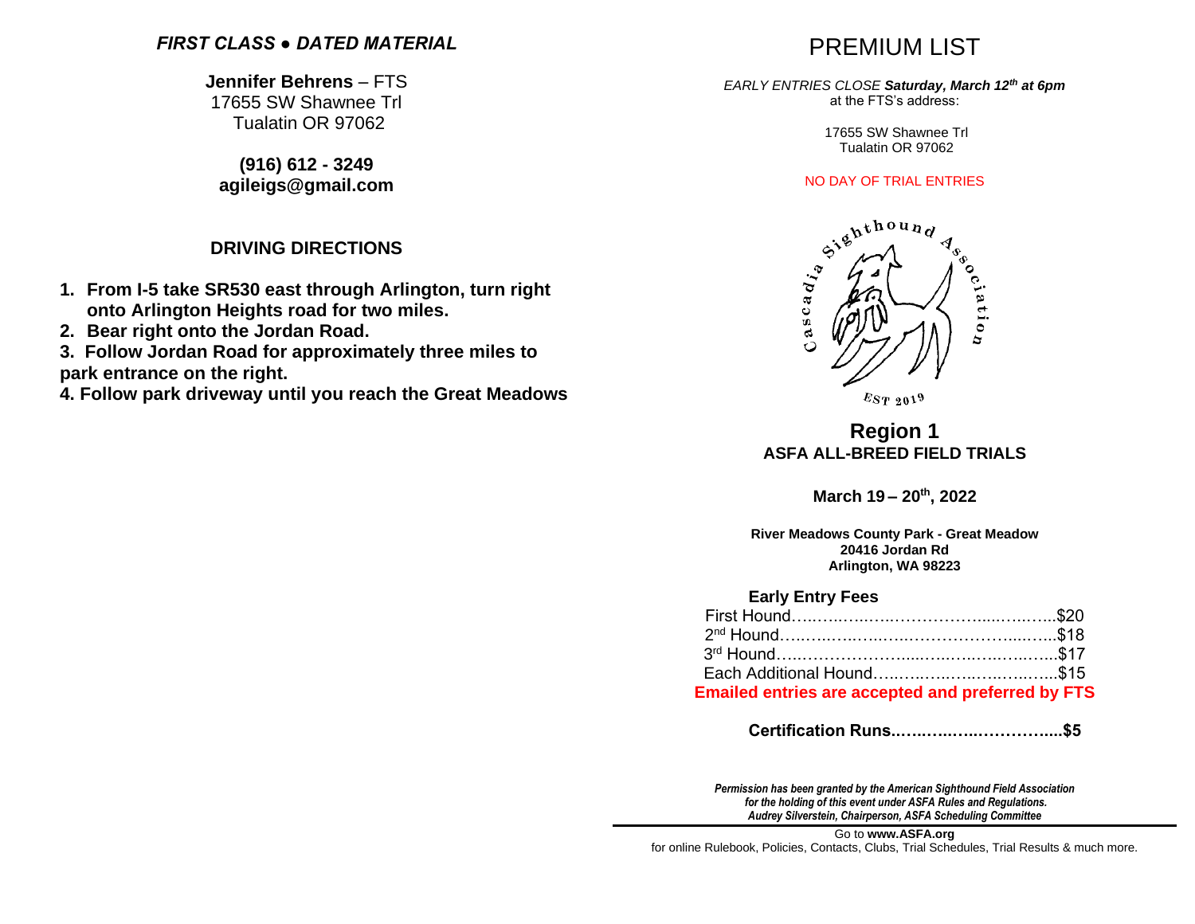***FIRST CLASS ● DATED MATERIAL***

**Jennifer Behrens** – FTS
17655 SW Shawnee Trl
Tualatin OR 97062

**(916) 612 - 3249**
**agileigs@gmail.com**

## DRIVING DIRECTIONS

1. **From I-5 take SR530 east through Arlington, turn right onto Arlington Heights road for two miles.**
2. **Bear right onto the Jordan Road.**
3. **Follow Jordan Road for approximately three miles to park entrance on the right.**
4. **Follow park driveway until you reach the Great Meadows**

# PREMIUM LIST

*EARLY ENTRIES CLOSE* ***Saturday, March 12th at 6pm***
at the FTS's address:

17655 SW Shawnee Trl
Tualatin OR 97062

NO DAY OF TRIAL ENTRIES

Cascadia Sighthound Association
EST 2019

## Region 1
### ASFA ALL-BREED FIELD TRIALS

**March 19 – 20th, 2022**

**River Meadows County Park - Great Meadow**
**20416 Jordan Rd**
**Arlington, WA 98223**

**Early Entry Fees**

First Hound……………………………………..$20
2nd Hound……………………………………..$18
3rd Hound……………………………………..$17
Each Additional Hound…………………………..$15

**Emailed entries are accepted and preferred by FTS**

**Certification Runs……………………………....$5**

***Permission has been granted by the American Sighthound Field Association for the holding of this event under ASFA Rules and Regulations.***
***Audrey Silverstein, Chairperson, ASFA Scheduling Committee***

Go to **www.ASFA.org**
for online Rulebook, Policies, Contacts, Clubs, Trial Schedules, Trial Results & much more.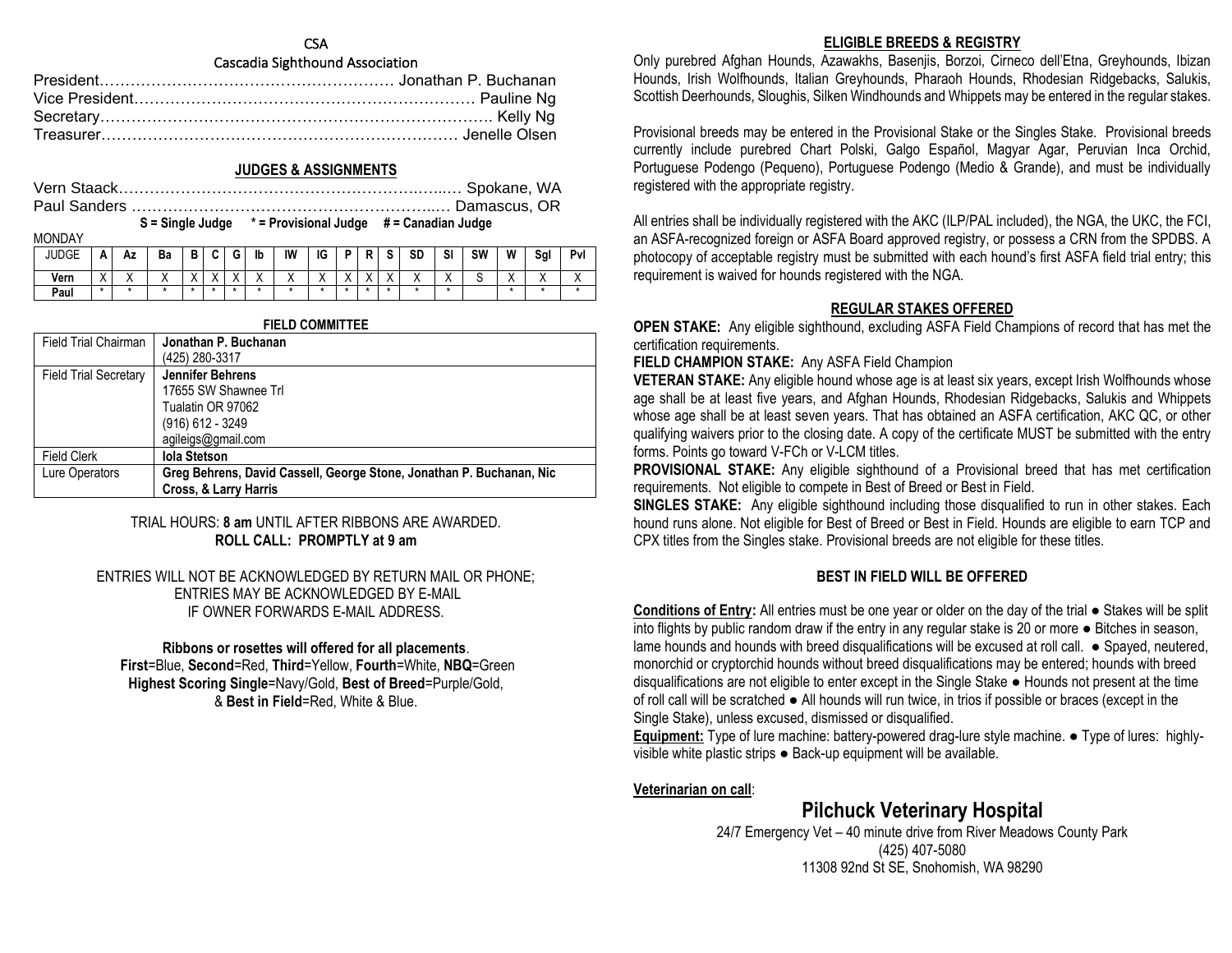CSA

Cascadia Sighthound Association

President…………………………………………………… Jonathan P. Buchanan
Vice President………………………………………………………… Pauline Ng
Secretary……………………………………………………………….. Kelly Ng
Treasurer…………………………………………………………… Jenelle Olsen

## JUDGES & ASSIGNMENTS

Vern Staack…………………………………………………………… Spokane, WA
Paul Sanders ……………………………………………………… Damascus, OR

**S = Single Judge * = Provisional Judge # = Canadian Judge**

MONDAY

| JUDGE | A | Az | Ba | B | C | G | Ib | IW | IG | P | R | S | SD | SI | SW | W | Sgl | Pvl |
|---|---|---|---|---|---|---|---|---|---|---|---|---|---|---|---|---|---|---|
| Vern | X | X | X | X | X | X | X | X | X | X | X | X | X | X | S | X | X | X |
| Paul | * | * | * | * | * | * | * | * | * | * | * | * | * | * | | * | * | * |

### FIELD COMMITTEE

| | |
|---|---|
| Field Trial Chairman | **Jonathan P. Buchanan**<br>(425) 280-3317 |
| Field Trial Secretary | **Jennifer Behrens**<br>17655 SW Shawnee Trl<br>Tualatin OR 97062<br>(916) 612 - 3249<br>agileigs@gmail.com |
| Field Clerk | **Iola Stetson** |
| Lure Operators | **Greg Behrens, David Cassell, George Stone, Jonathan P. Buchanan, Nic Cross, & Larry Harris** |

TRIAL HOURS: **8 am** UNTIL AFTER RIBBONS ARE AWARDED.
**ROLL CALL: PROMPTLY at 9 am**

ENTRIES WILL NOT BE ACKNOWLEDGED BY RETURN MAIL OR PHONE;
ENTRIES MAY BE ACKNOWLEDGED BY E-MAIL
IF OWNER FORWARDS E-MAIL ADDRESS.

**Ribbons or rosettes will offered for all placements**.
**First**=Blue, **Second**=Red, **Third**=Yellow, **Fourth**=White, **NBQ**=Green
**Highest Scoring Single**=Navy/Gold, **Best of Breed**=Purple/Gold,
& **Best in Field**=Red, White & Blue.

## ELIGIBLE BREEDS & REGISTRY

Only purebred Afghan Hounds, Azawakhs, Basenjis, Borzoi, Cirneco dell'Etna, Greyhounds, Ibizan Hounds, Irish Wolfhounds, Italian Greyhounds, Pharaoh Hounds, Rhodesian Ridgebacks, Salukis, Scottish Deerhounds, Sloughis, Silken Windhounds and Whippets may be entered in the regular stakes.

Provisional breeds may be entered in the Provisional Stake or the Singles Stake. Provisional breeds currently include purebred Chart Polski, Galgo Español, Magyar Agar, Peruvian Inca Orchid, Portuguese Podengo (Pequeno), Portuguese Podengo (Medio & Grande), and must be individually registered with the appropriate registry.

All entries shall be individually registered with the AKC (ILP/PAL included), the NGA, the UKC, the FCI, an ASFA-recognized foreign or ASFA Board approved registry, or possess a CRN from the SPDBS. A photocopy of acceptable registry must be submitted with each hound's first ASFA field trial entry; this requirement is waived for hounds registered with the NGA.

## REGULAR STAKES OFFERED

**OPEN STAKE:** Any eligible sighthound, excluding ASFA Field Champions of record that has met the certification requirements.

**FIELD CHAMPION STAKE:** Any ASFA Field Champion

**VETERAN STAKE:** Any eligible hound whose age is at least six years, except Irish Wolfhounds whose age shall be at least five years, and Afghan Hounds, Rhodesian Ridgebacks, Salukis and Whippets whose age shall be at least seven years. That has obtained an ASFA certification, AKC QC, or other qualifying waivers prior to the closing date. A copy of the certificate MUST be submitted with the entry forms. Points go toward V-FCh or V-LCM titles.

**PROVISIONAL STAKE:** Any eligible sighthound of a Provisional breed that has met certification requirements. Not eligible to compete in Best of Breed or Best in Field.

**SINGLES STAKE:** Any eligible sighthound including those disqualified to run in other stakes. Each hound runs alone. Not eligible for Best of Breed or Best in Field. Hounds are eligible to earn TCP and CPX titles from the Singles stake. Provisional breeds are not eligible for these titles.

### BEST IN FIELD WILL BE OFFERED

**Conditions of Entry:** All entries must be one year or older on the day of the trial ● Stakes will be split into flights by public random draw if the entry in any regular stake is 20 or more ● Bitches in season, lame hounds and hounds with breed disqualifications will be excused at roll call. ● Spayed, neutered, monorchid or cryptorchid hounds without breed disqualifications may be entered; hounds with breed disqualifications are not eligible to enter except in the Single Stake ● Hounds not present at the time of roll call will be scratched ● All hounds will run twice, in trios if possible or braces (except in the Single Stake), unless excused, dismissed or disqualified.

**Equipment:** Type of lure machine: battery-powered drag-lure style machine. ● Type of lures: highly-visible white plastic strips ● Back-up equipment will be available.

**Veterinarian on call**:

## Pilchuck Veterinary Hospital

24/7 Emergency Vet – 40 minute drive from River Meadows County Park
(425) 407-5080
11308 92nd St SE, Snohomish, WA 98290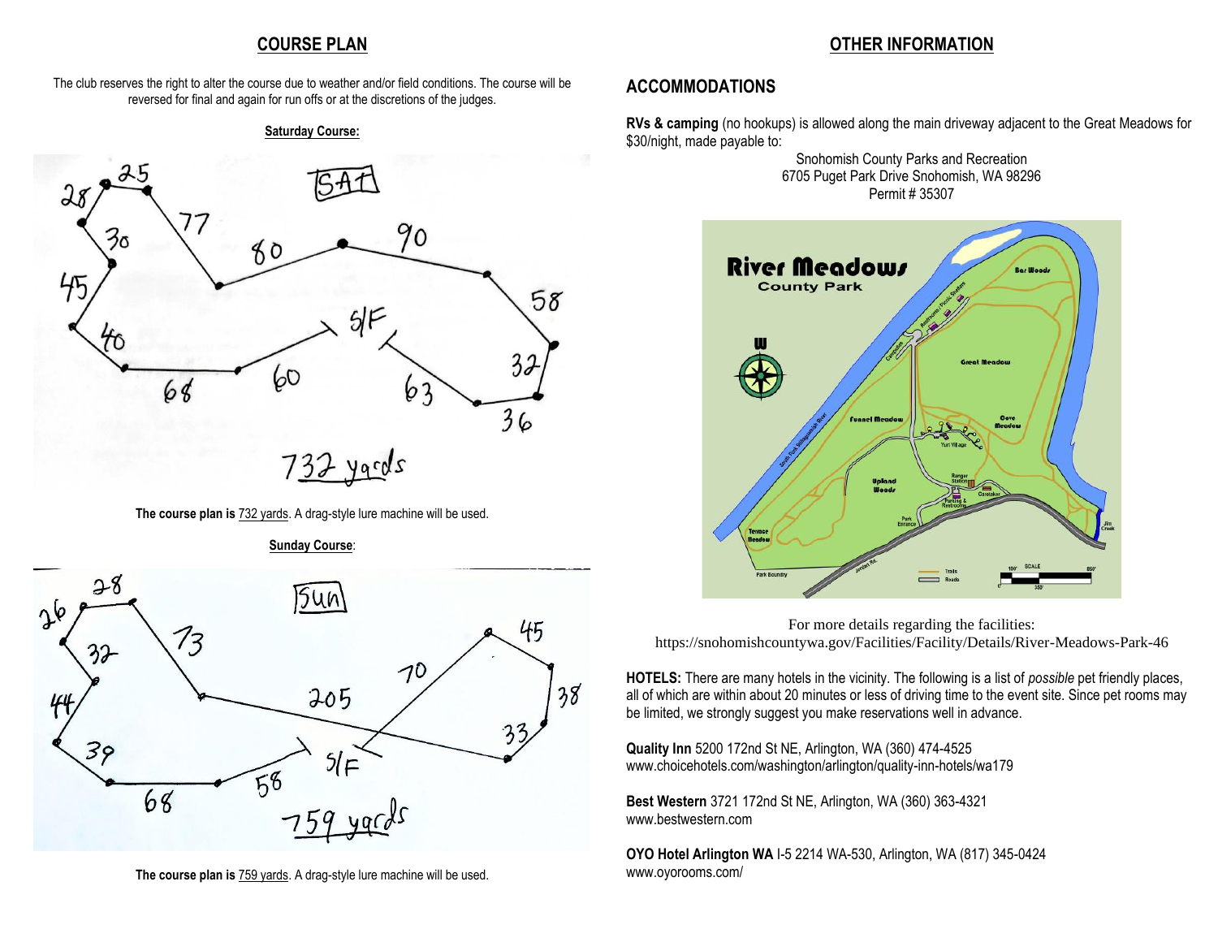## COURSE PLAN

The club reserves the right to alter the course due to weather and/or field conditions. The course will be reversed for final and again for run offs or at the discretions of the judges.

**Saturday Course:**

**The course plan is** 732 yards. A drag-style lure machine will be used.

**Sunday Course**:

**The course plan is** 759 yards. A drag-style lure machine will be used.

## OTHER INFORMATION

### ACCOMMODATIONS

**RVs & camping** (no hookups) is allowed along the main driveway adjacent to the Great Meadows for $30/night, made payable to:

Snohomish County Parks and Recreation
6705 Puget Park Drive Snohomish, WA 98296
Permit # 35307

For more details regarding the facilities:
https://snohomishcountywa.gov/Facilities/Facility/Details/River-Meadows-Park-46

**HOTELS:** There are many hotels in the vicinity. The following is a list of *possible* pet friendly places, all of which are within about 20 minutes or less of driving time to the event site. Since pet rooms may be limited, we strongly suggest you make reservations well in advance.

**Quality Inn** 5200 172nd St NE, Arlington, WA (360) 474-4525
www.choicehotels.com/washington/arlington/quality-inn-hotels/wa179

**Best Western** 3721 172nd St NE, Arlington, WA (360) 363-4321
www.bestwestern.com

**OYO Hotel Arlington WA** I-5 2214 WA-530, Arlington, WA (817) 345-0424
www.oyorooms.com/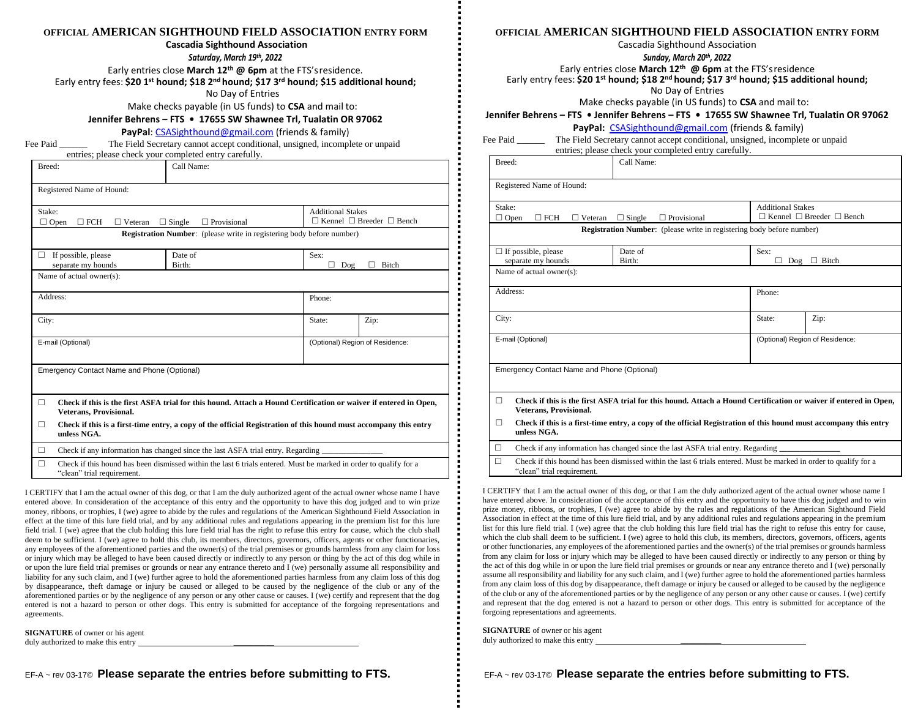# OFFICIAL AMERICAN SIGHTHOUND FIELD ASSOCIATION ENTRY FORM

**Cascadia Sighthound Association**

***Saturday, March 19th, 2022***

Early entries close **March 12th @ 6pm** at the FTS's residence.

Early entry fees: **$20 1st hound; $18 2nd hound; $17 3rd hound; $15 additional hound;**

No Day of Entries

Make checks payable (in US funds) to **CSA** and mail to:

**Jennifer Behrens – FTS • 17655 SW Shawnee Trl, Tualatin OR 97062**

**PayPal**: CSASighthound@gmail.com (friends & family)

Fee Paid ______ The Field Secretary cannot accept conditional, unsigned, incomplete or unpaid entries; please check your completed entry carefully.

| Breed: | Call Name: | | |
|---|---|---|---|
| Registered Name of Hound: | | | |
| Stake: ☐ Open ☐ FCH ☐ Veteran ☐ Single ☐ Provisional | | Additional Stakes ☐ Kennel ☐ Breeder ☐ Bench | |
| **Registration Number**: (please write in registering body before number) | | | |
| ☐ If possible, please separate my hounds | Date of Birth: | Sex: ☐ Dog ☐ Bitch | |
| Name of actual owner(s): | | | |
| Address: | | Phone: | |
| City: | | State: | Zip: |
| E-mail (Optional) | | (Optional) Region of Residence: | |
| Emergency Contact Name and Phone (Optional) | | | |

☐ **Check if this is the first ASFA trial for this hound. Attach a Hound Certification or waiver if entered in Open, Veterans, Provisional.**

☐ **Check if this is a first-time entry, a copy of the official Registration of this hound must accompany this entry unless NGA.**

☐ Check if any information has changed since the last ASFA trial entry. Regarding ______________

☐ Check if this hound has been dismissed within the last 6 trials entered. Must be marked in order to qualify for a "clean" trial requirement.

I CERTIFY that I am the actual owner of this dog, or that I am the duly authorized agent of the actual owner whose name I have entered above. In consideration of the acceptance of this entry and the opportunity to have this dog judged and to win prize money, ribbons, or trophies, I (we) agree to abide by the rules and regulations of the American Sighthound Field Association in effect at the time of this lure field trial, and by any additional rules and regulations appearing in the premium list for this lure field trial. I (we) agree that the club holding this lure field trial has the right to refuse this entry for cause, which the club shall deem to be sufficient. I (we) agree to hold this club, its members, directors, governors, officers, agents or other functionaries, any employees of the aforementioned parties and the owner(s) of the trial premises or grounds harmless from any claim for loss or injury which may be alleged to have been caused directly or indirectly to any person or thing by the act of this dog while in or upon the lure field trial premises or grounds or near any entrance thereto and I (we) personally assume all responsibility and liability for any such claim, and I (we) further agree to hold the aforementioned parties harmless from any claim loss of this dog by disappearance, theft damage or injury be caused or alleged to be caused by the negligence of the club or any of the aforementioned parties or by the negligence of any person or any other cause or causes. I (we) certify and represent that the dog entered is not a hazard to person or other dogs. This entry is submitted for acceptance of the forgoing representations and agreements.

**SIGNATURE** of owner or his agent duly authorized to make this entry ______________________________

EF-A ~ rev 03-17© **Please separate the entries before submitting to FTS.**

# OFFICIAL AMERICAN SIGHTHOUND FIELD ASSOCIATION ENTRY FORM

Cascadia Sighthound Association

***Sunday, March 20th, 2022***

Early entries close **March 12th @ 6pm** at the FTS's residence

Early entry fees: **$20 1st hound; $18 2nd hound; $17 3rd hound; $15 additional hound;**

No Day of Entries

Make checks payable (in US funds) to **CSA** and mail to:

**Jennifer Behrens – FTS • Jennifer Behrens – FTS • 17655 SW Shawnee Trl, Tualatin OR 97062**

**PayPal:** CSASighthound@gmail.com (friends & family)

Fee Paid ______ The Field Secretary cannot accept conditional, unsigned, incomplete or unpaid entries; please check your completed entry carefully.

| Breed: | Call Name: | | |
|---|---|---|---|
| Registered Name of Hound: | | | |
| Stake: ☐ Open ☐ FCH ☐ Veteran ☐ Single ☐ Provisional | | Additional Stakes ☐ Kennel ☐ Breeder ☐ Bench | |
| **Registration Number**: (please write in registering body before number) | | | |
| ☐ If possible, please separate my hounds | Date of Birth: | Sex: ☐ Dog ☐ Bitch | |
| Name of actual owner(s): | | | |
| Address: | | Phone: | |
| City: | | State: | Zip: |
| E-mail (Optional) | | (Optional) Region of Residence: | |
| Emergency Contact Name and Phone (Optional) | | | |

☐ **Check if this is the first ASFA trial for this hound. Attach a Hound Certification or waiver if entered in Open, Veterans, Provisional.**

☐ **Check if this is a first-time entry, a copy of the official Registration of this hound must accompany this entry unless NGA.**

☐ Check if any information has changed since the last ASFA trial entry. Regarding ______________

☐ Check if this hound has been dismissed within the last 6 trials entered. Must be marked in order to qualify for a "clean" trial requirement.

I CERTIFY that I am the actual owner of this dog, or that I am the duly authorized agent of the actual owner whose name I have entered above. In consideration of the acceptance of this entry and the opportunity to have this dog judged and to win prize money, ribbons, or trophies, I (we) agree to abide by the rules and regulations of the American Sighthound Field Association in effect at the time of this lure field trial, and by any additional rules and regulations appearing in the premium list for this lure field trial. I (we) agree that the club holding this lure field trial has the right to refuse this entry for cause, which the club shall deem to be sufficient. I (we) agree to hold this club, its members, directors, governors, officers, agents or other functionaries, any employees of the aforementioned parties and the owner(s) of the trial premises or grounds harmless from any claim for loss or injury which may be alleged to have been caused directly or indirectly to any person or thing by the act of this dog while in or upon the lure field trial premises or grounds or near any entrance thereto and I (we) personally assume all responsibility and liability for any such claim, and I (we) further agree to hold the aforementioned parties harmless from any claim loss of this dog by disappearance, theft damage or injury be caused or alleged to be caused by the negligence of the club or any of the aforementioned parties or by the negligence of any person or any other cause or causes. I (we) certify and represent that the dog entered is not a hazard to person or other dogs. This entry is submitted for acceptance of the forgoing representations and agreements.

**SIGNATURE** of owner or his agent duly authorized to make this entry ______________________________

EF-A ~ rev 03-17© **Please separate the entries before submitting to FTS.**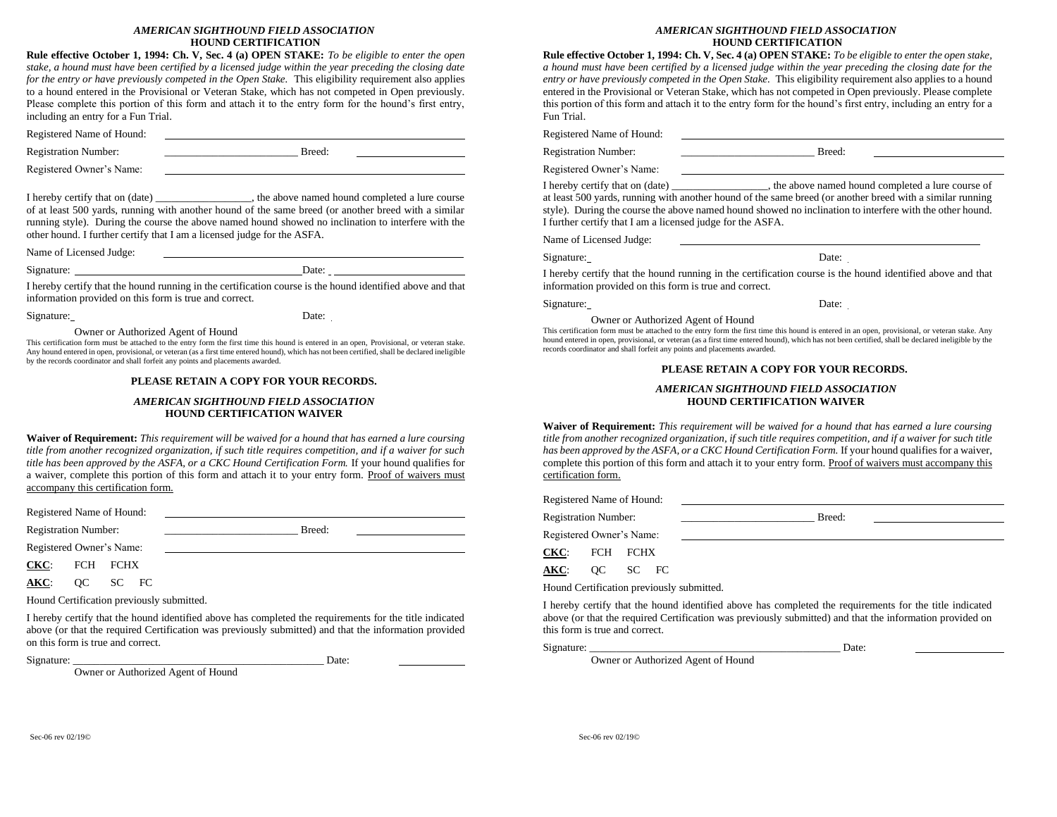*AMERICAN SIGHTHOUND FIELD ASSOCIATION*
**HOUND CERTIFICATION**

**Rule effective October 1, 1994: Ch. V, Sec. 4 (a) OPEN STAKE:** *To be eligible to enter the open stake, a hound must have been certified by a licensed judge within the year preceding the closing date for the entry or have previously competed in the Open Stake.* This eligibility requirement also applies to a hound entered in the Provisional or Veteran Stake, which has not competed in Open previously. Please complete this portion of this form and attach it to the entry form for the hound's first entry, including an entry for a Fun Trial.

Registered Name of Hound: ______________________________

Registration Number: ____________________ Breed: ____________________

Registered Owner's Name: ______________________________

I hereby certify that on (date) _________________, the above named hound completed a lure course of at least 500 yards, running with another hound of the same breed (or another breed with a similar running style). During the course the above named hound showed no inclination to interfere with the other hound. I further certify that I am a licensed judge for the ASFA.

Name of Licensed Judge: ______________________________

Signature: ______________________________ Date: ____________________

I hereby certify that the hound running in the certification course is the hound identified above and that information provided on this form is true and correct.

Signature: ______________________________ Date: ____________________

Owner or Authorized Agent of Hound

This certification form must be attached to the entry form the first time this hound is entered in an open, Provisional, or veteran stake. Any hound entered in open, provisional, or veteran (as a first time entered hound), which has not been certified, shall be declared ineligible by the records coordinator and shall forfeit any points and placements awarded.

**PLEASE RETAIN A COPY FOR YOUR RECORDS.**

*AMERICAN SIGHTHOUND FIELD ASSOCIATION*
**HOUND CERTIFICATION WAIVER**

**Waiver of Requirement:** *This requirement will be waived for a hound that has earned a lure coursing title from another recognized organization, if such title requires competition, and if a waiver for such title has been approved by the ASFA, or a CKC Hound Certification Form.* If your hound qualifies for a waiver, complete this portion of this form and attach it to your entry form. <u>Proof of waivers must accompany this certification form.</u>

Registered Name of Hound: ______________________________

Registration Number: ____________________ Breed: ____________________

Registered Owner's Name: ______________________________

**<u>CKC</u>**: FCH FCHX

**<u>AKC</u>**: QC SC FC

Hound Certification previously submitted.

I hereby certify that the hound identified above has completed the requirements for the title indicated above (or that the required Certification was previously submitted) and that the information provided on this form is true and correct.

Signature: ______________________________ Date: ____________________

Owner or Authorized Agent of Hound

Sec-06 rev 02/19©

---

*AMERICAN SIGHTHOUND FIELD ASSOCIATION*
**HOUND CERTIFICATION**

**Rule effective October 1, 1994: Ch. V, Sec. 4 (a) OPEN STAKE:** *To be eligible to enter the open stake, a hound must have been certified by a licensed judge within the year preceding the closing date for the entry or have previously competed in the Open Stake.* This eligibility requirement also applies to a hound entered in the Provisional or Veteran Stake, which has not competed in Open previously. Please complete this portion of this form and attach it to the entry form for the hound's first entry, including an entry for a Fun Trial.

Registered Name of Hound: ______________________________

Registration Number: ____________________ Breed: ____________________

Registered Owner's Name: ______________________________

I hereby certify that on (date) _________________, the above named hound completed a lure course of at least 500 yards, running with another hound of the same breed (or another breed with a similar running style). During the course the above named hound showed no inclination to interfere with the other hound. I further certify that I am a licensed judge for the ASFA.

Name of Licensed Judge: ______________________________

Signature: ______________________________ Date: ____________________

I hereby certify that the hound running in the certification course is the hound identified above and that information provided on this form is true and correct.

Signature: ______________________________ Date: ____________________

Owner or Authorized Agent of Hound

This certification form must be attached to the entry form the first time this hound is entered in an open, provisional, or veteran stake. Any hound entered in open, provisional, or veteran (as a first time entered hound), which has not been certified, shall be declared ineligible by the records coordinator and shall forfeit any points and placements awarded.

**PLEASE RETAIN A COPY FOR YOUR RECORDS.**

*AMERICAN SIGHTHOUND FIELD ASSOCIATION*
**HOUND CERTIFICATION WAIVER**

**Waiver of Requirement:** *This requirement will be waived for a hound that has earned a lure coursing title from another recognized organization, if such title requires competition, and if a waiver for such title has been approved by the ASFA, or a CKC Hound Certification Form.* If your hound qualifies for a waiver, complete this portion of this form and attach it to your entry form. <u>Proof of waivers must accompany this certification form.</u>

Registered Name of Hound: ______________________________

Registration Number: ____________________ Breed: ____________________

Registered Owner's Name: ______________________________

**<u>CKC</u>**: FCH FCHX

**<u>AKC</u>**: QC SC FC

Hound Certification previously submitted.

I hereby certify that the hound identified above has completed the requirements for the title indicated above (or that the required Certification was previously submitted) and that the information provided on this form is true and correct.

Signature: ______________________________ Date: ____________________

Owner or Authorized Agent of Hound

Sec-06 rev 02/19©